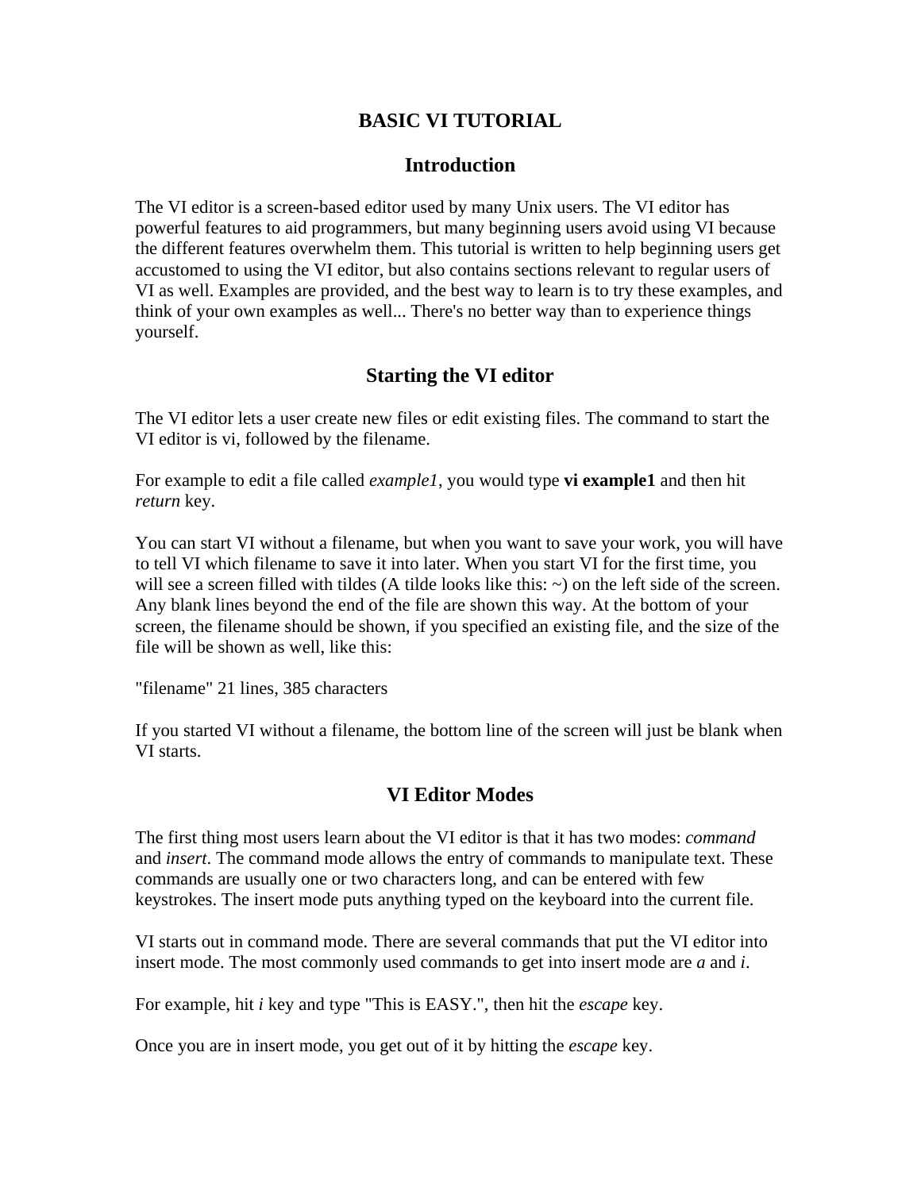# BASIC VI TUTORIAL

## Introduction

The VI editor is a screen-based editor used by many Unix users. The VI editor has powerful features to aid programmers, but many beginning users avoid using VI because the different features overwhelm them. This tutorial is written to help beginning users get accustomed to using the VI editor, but also contains sections relevant to regular users of VI as well. Examples are provided, and the best way to learn is to try these examples, and think of your own examples as well... There's no better way than to experience things yourself.

## Starting the VI editor

The VI editor lets a user create new files or edit existing files. The command to start the VI editor is vi, followed by the filename.

For example to edit a file called *example1*, you would type **vi example1** and then hit *return* key.

You can start VI without a filename, but when you want to save your work, you will have to tell VI which filename to save it into later. When you start VI for the first time, you will see a screen filled with tildes (A tilde looks like this: ~) on the left side of the screen. Any blank lines beyond the end of the file are shown this way. At the bottom of your screen, the filename should be shown, if you specified an existing file, and the size of the file will be shown as well, like this:

"filename" 21 lines, 385 characters

If you started VI without a filename, the bottom line of the screen will just be blank when VI starts.

## VI Editor Modes

The first thing most users learn about the VI editor is that it has two modes: *command* and *insert*. The command mode allows the entry of commands to manipulate text. These commands are usually one or two characters long, and can be entered with few keystrokes. The insert mode puts anything typed on the keyboard into the current file.

VI starts out in command mode. There are several commands that put the VI editor into insert mode. The most commonly used commands to get into insert mode are *a* and *i*.

For example, hit *i* key and type "This is EASY.", then hit the *escape* key.

Once you are in insert mode, you get out of it by hitting the *escape* key.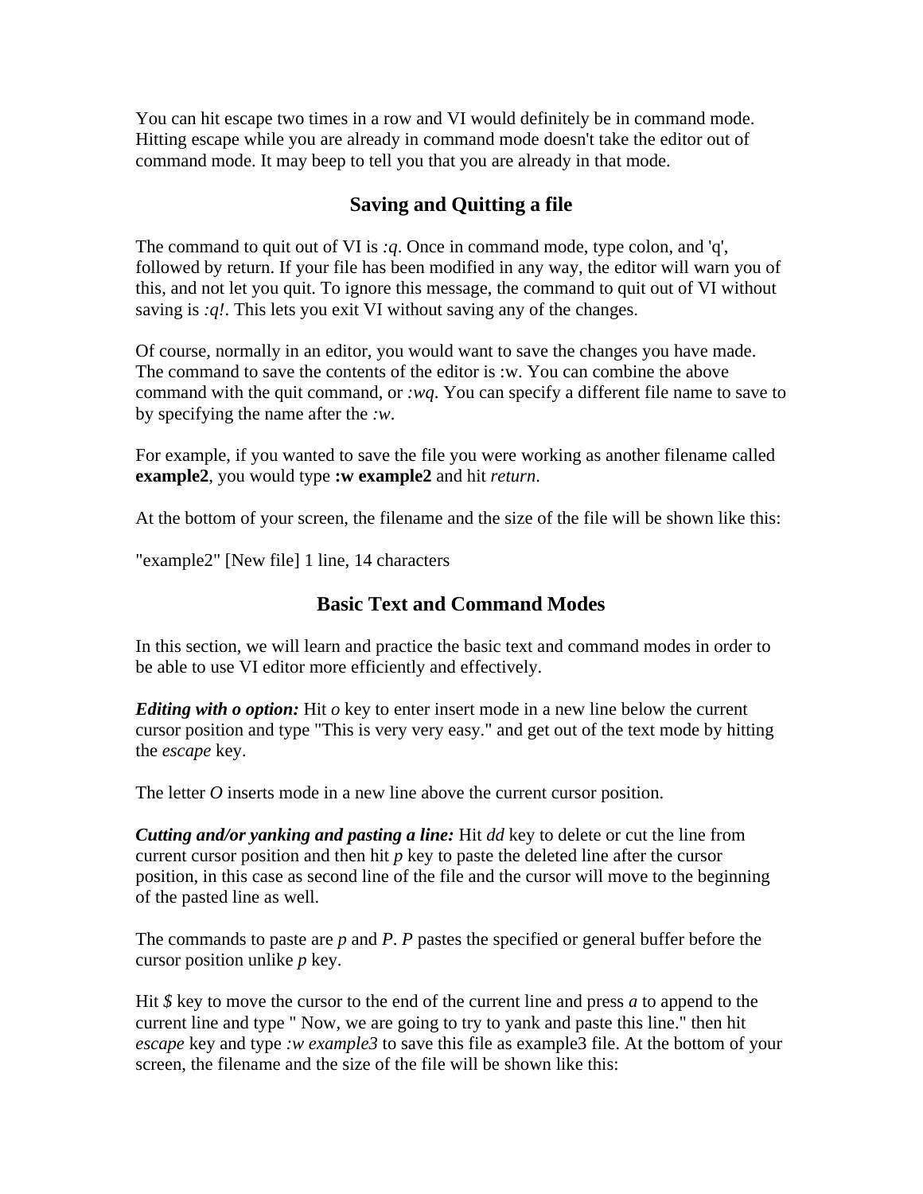You can hit escape two times in a row and VI would definitely be in command mode. Hitting escape while you are already in command mode doesn't take the editor out of command mode. It may beep to tell you that you are already in that mode.

## Saving and Quitting a file

The command to quit out of VI is *:q*. Once in command mode, type colon, and 'q', followed by return. If your file has been modified in any way, the editor will warn you of this, and not let you quit. To ignore this message, the command to quit out of VI without saving is *:q!*. This lets you exit VI without saving any of the changes.

Of course, normally in an editor, you would want to save the changes you have made. The command to save the contents of the editor is :w. You can combine the above command with the quit command, or *:wq*. You can specify a different file name to save to by specifying the name after the *:w*.

For example, if you wanted to save the file you were working as another filename called **example2**, you would type **:w example2** and hit *return*.

At the bottom of your screen, the filename and the size of the file will be shown like this:

"example2" [New file] 1 line, 14 characters

## Basic Text and Command Modes

In this section, we will learn and practice the basic text and command modes in order to be able to use VI editor more efficiently and effectively.

***Editing with o option:*** Hit *o* key to enter insert mode in a new line below the current cursor position and type "This is very very easy." and get out of the text mode by hitting the *escape* key.

The letter *O* inserts mode in a new line above the current cursor position.

***Cutting and/or yanking and pasting a line:*** Hit *dd* key to delete or cut the line from current cursor position and then hit *p* key to paste the deleted line after the cursor position, in this case as second line of the file and the cursor will move to the beginning of the pasted line as well.

The commands to paste are *p* and *P*. *P* pastes the specified or general buffer before the cursor position unlike *p* key.

Hit *$* key to move the cursor to the end of the current line and press *a* to append to the current line and type " Now, we are going to try to yank and paste this line." then hit *escape* key and type *:w example3* to save this file as example3 file. At the bottom of your screen, the filename and the size of the file will be shown like this: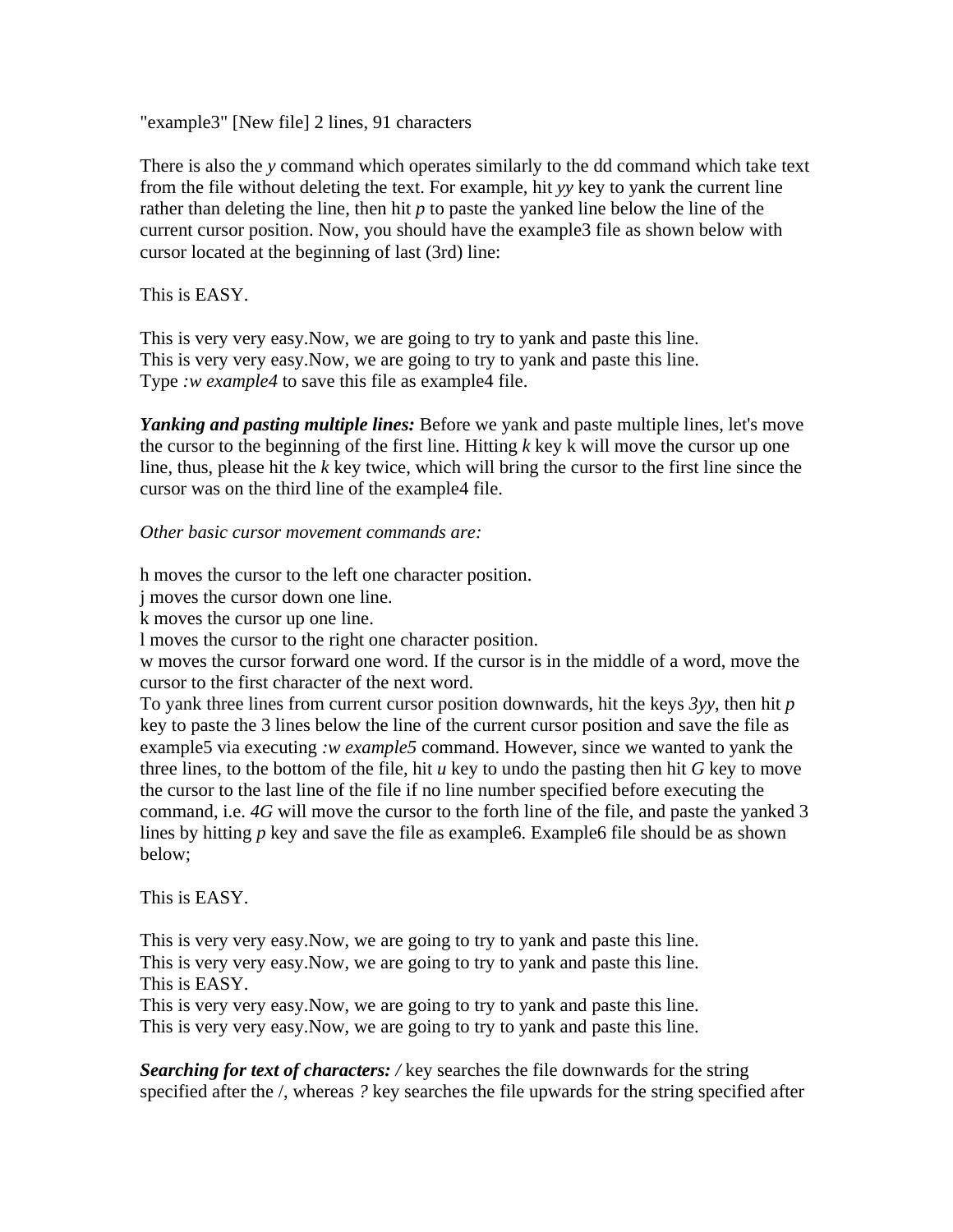"example3" [New file] 2 lines, 91 characters

There is also the *y* command which operates similarly to the dd command which take text from the file without deleting the text. For example, hit *yy* key to yank the current line rather than deleting the line, then hit *p* to paste the yanked line below the line of the current cursor position. Now, you should have the example3 file as shown below with cursor located at the beginning of last (3rd) line:

This is EASY.

This is very very easy.Now, we are going to try to yank and paste this line.
This is very very easy.Now, we are going to try to yank and paste this line.
Type *:w example4* to save this file as example4 file.

***Yanking and pasting multiple lines:*** Before we yank and paste multiple lines, let's move the cursor to the beginning of the first line. Hitting *k* key k will move the cursor up one line, thus, please hit the *k* key twice, which will bring the cursor to the first line since the cursor was on the third line of the example4 file.

*Other basic cursor movement commands are:*

h moves the cursor to the left one character position.
j moves the cursor down one line.
k moves the cursor up one line.
l moves the cursor to the right one character position.
w moves the cursor forward one word. If the cursor is in the middle of a word, move the cursor to the first character of the next word.
To yank three lines from current cursor position downwards, hit the keys *3yy*, then hit *p* key to paste the 3 lines below the line of the current cursor position and save the file as example5 via executing *:w example5* command. However, since we wanted to yank the three lines, to the bottom of the file, hit *u* key to undo the pasting then hit *G* key to move the cursor to the last line of the file if no line number specified before executing the command, i.e. *4G* will move the cursor to the forth line of the file, and paste the yanked 3 lines by hitting *p* key and save the file as example6. Example6 file should be as shown below;

This is EASY.

This is very very easy.Now, we are going to try to yank and paste this line.
This is very very easy.Now, we are going to try to yank and paste this line.
This is EASY.
This is very very easy.Now, we are going to try to yank and paste this line.
This is very very easy.Now, we are going to try to yank and paste this line.

***Searching for text of characters:*** */* key searches the file downwards for the string specified after the /, whereas *?* key searches the file upwards for the string specified after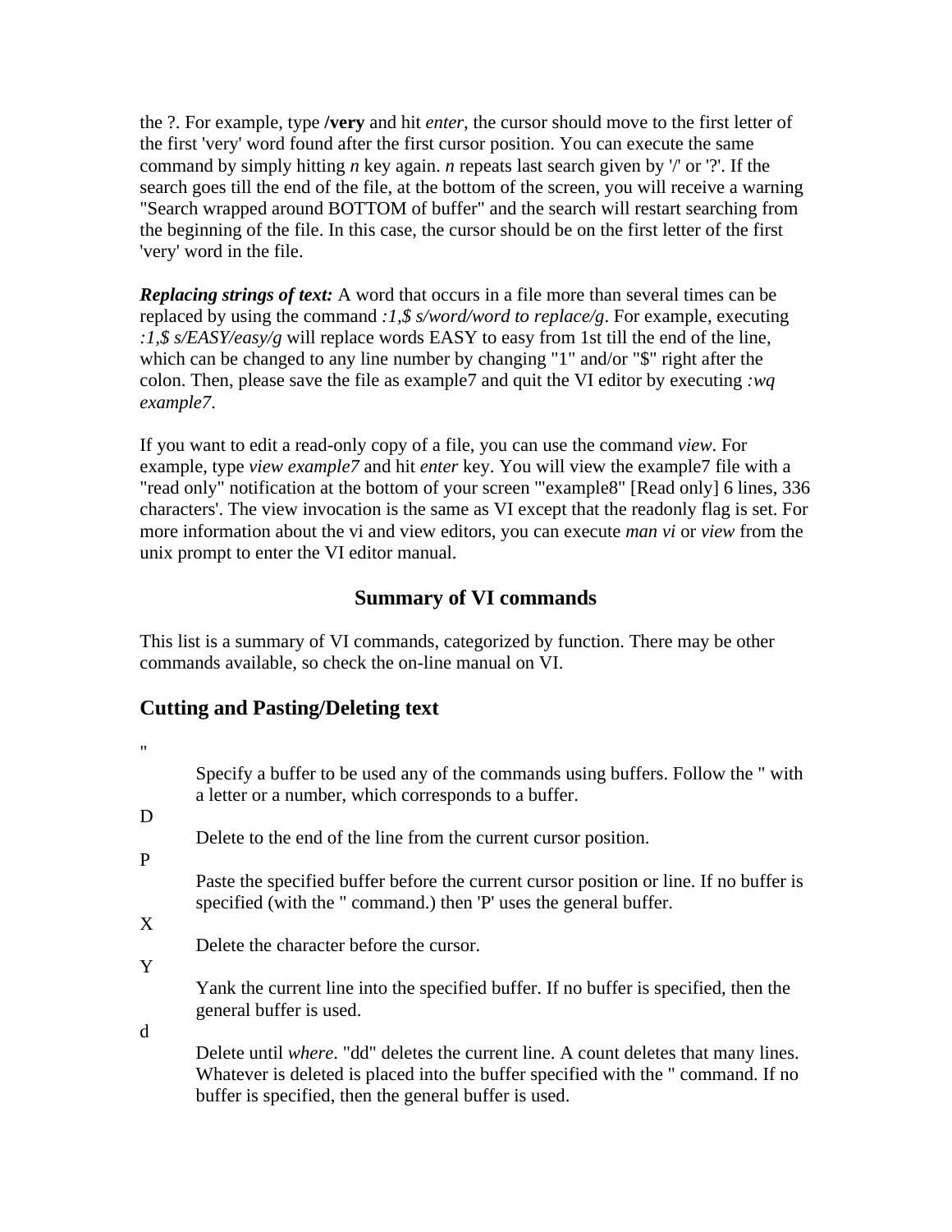the ?. For example, type **/very** and hit *enter*, the cursor should move to the first letter of the first 'very' word found after the first cursor position. You can execute the same command by simply hitting *n* key again. *n* repeats last search given by '/' or '?'. If the search goes till the end of the file, at the bottom of the screen, you will receive a warning "Search wrapped around BOTTOM of buffer" and the search will restart searching from the beginning of the file. In this case, the cursor should be on the first letter of the first 'very' word in the file.

***Replacing strings of text:*** A word that occurs in a file more than several times can be replaced by using the command *:1,$ s/word/word to replace/g*. For example, executing *:1,$ s/EASY/easy/g* will replace words EASY to easy from 1st till the end of the line, which can be changed to any line number by changing "1" and/or "$" right after the colon. Then, please save the file as example7 and quit the VI editor by executing *:wq example7*.

If you want to edit a read-only copy of a file, you can use the command *view*. For example, type *view example7* and hit *enter* key. You will view the example7 file with a "read only" notification at the bottom of your screen '"example8" [Read only] 6 lines, 336 characters'. The view invocation is the same as VI except that the readonly flag is set. For more information about the vi and view editors, you can execute *man vi* or *view* from the unix prompt to enter the VI editor manual.

## Summary of VI commands

This list is a summary of VI commands, categorized by function. There may be other commands available, so check the on-line manual on VI.

## Cutting and Pasting/Deleting text

"
: Specify a buffer to be used any of the commands using buffers. Follow the " with a letter or a number, which corresponds to a buffer.

D
: Delete to the end of the line from the current cursor position.

P
: Paste the specified buffer before the current cursor position or line. If no buffer is specified (with the " command.) then 'P' uses the general buffer.

X
: Delete the character before the cursor.

Y
: Yank the current line into the specified buffer. If no buffer is specified, then the general buffer is used.

d
: Delete until *where*. "dd" deletes the current line. A count deletes that many lines. Whatever is deleted is placed into the buffer specified with the " command. If no buffer is specified, then the general buffer is used.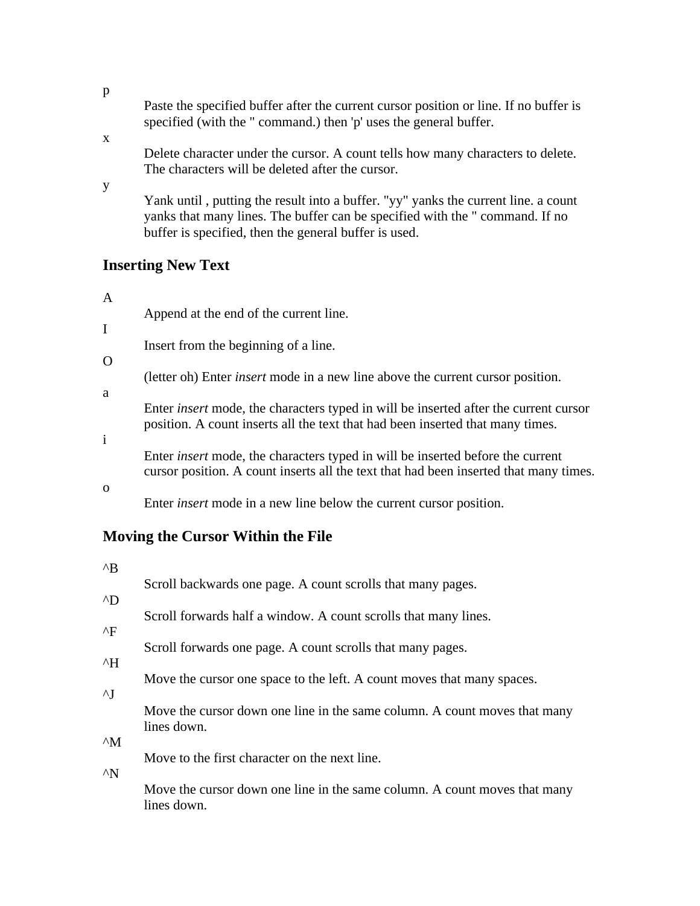p
: Paste the specified buffer after the current cursor position or line. If no buffer is specified (with the " command.) then 'p' uses the general buffer.

x
: Delete character under the cursor. A count tells how many characters to delete. The characters will be deleted after the cursor.

y
: Yank until , putting the result into a buffer. "yy" yanks the current line. a count yanks that many lines. The buffer can be specified with the " command. If no buffer is specified, then the general buffer is used.

## Inserting New Text

A
: Append at the end of the current line.

I
: Insert from the beginning of a line.

O
: (letter oh) Enter *insert* mode in a new line above the current cursor position.

a
: Enter *insert* mode, the characters typed in will be inserted after the current cursor position. A count inserts all the text that had been inserted that many times.

i
: Enter *insert* mode, the characters typed in will be inserted before the current cursor position. A count inserts all the text that had been inserted that many times.

o
: Enter *insert* mode in a new line below the current cursor position.

## Moving the Cursor Within the File

^B
: Scroll backwards one page. A count scrolls that many pages.

^D
: Scroll forwards half a window. A count scrolls that many lines.

^F
: Scroll forwards one page. A count scrolls that many pages.

^H
: Move the cursor one space to the left. A count moves that many spaces.

^J
: Move the cursor down one line in the same column. A count moves that many lines down.

^M
: Move to the first character on the next line.

^N
: Move the cursor down one line in the same column. A count moves that many lines down.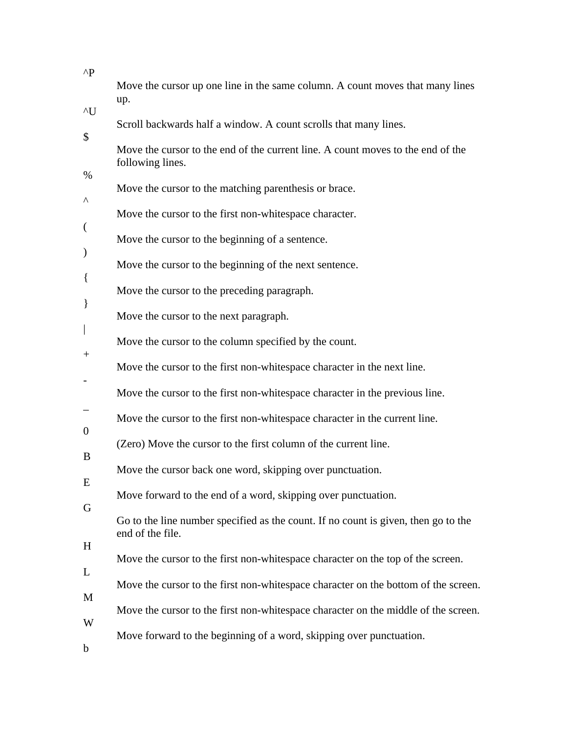^P

Move the cursor up one line in the same column. A count moves that many lines up.

^U

Scroll backwards half a window. A count scrolls that many lines.

$

Move the cursor to the end of the current line. A count moves to the end of the following lines.

%

Move the cursor to the matching parenthesis or brace.

^

Move the cursor to the first non-whitespace character.

(

Move the cursor to the beginning of a sentence.

)

Move the cursor to the beginning of the next sentence.

{

Move the cursor to the preceding paragraph.

}

Move the cursor to the next paragraph.

|

Move the cursor to the column specified by the count.

+

Move the cursor to the first non-whitespace character in the next line.

-

Move the cursor to the first non-whitespace character in the previous line.

_

Move the cursor to the first non-whitespace character in the current line.

0

(Zero) Move the cursor to the first column of the current line.

B

Move the cursor back one word, skipping over punctuation.

E

Move forward to the end of a word, skipping over punctuation.

G

Go to the line number specified as the count. If no count is given, then go to the end of the file.

H

Move the cursor to the first non-whitespace character on the top of the screen.

L

Move the cursor to the first non-whitespace character on the bottom of the screen.

M

Move the cursor to the first non-whitespace character on the middle of the screen.

W

Move forward to the beginning of a word, skipping over punctuation.

b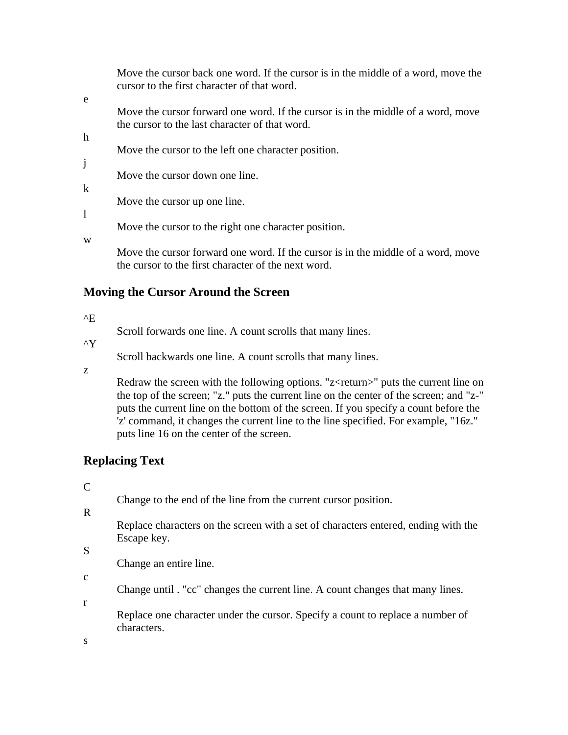Move the cursor back one word. If the cursor is in the middle of a word, move the cursor to the first character of that word.

e
: Move the cursor forward one word. If the cursor is in the middle of a word, move the cursor to the last character of that word.

h
: Move the cursor to the left one character position.

j
: Move the cursor down one line.

k
: Move the cursor up one line.

l
: Move the cursor to the right one character position.

w
: Move the cursor forward one word. If the cursor is in the middle of a word, move the cursor to the first character of the next word.

## Moving the Cursor Around the Screen

^E
: Scroll forwards one line. A count scrolls that many lines.

^Y
: Scroll backwards one line. A count scrolls that many lines.

z
: Redraw the screen with the following options. "z<return>" puts the current line on the top of the screen; "z." puts the current line on the center of the screen; and "z-" puts the current line on the bottom of the screen. If you specify a count before the 'z' command, it changes the current line to the line specified. For example, "16z." puts line 16 on the center of the screen.

## Replacing Text

C
: Change to the end of the line from the current cursor position.

R
: Replace characters on the screen with a set of characters entered, ending with the Escape key.

S
: Change an entire line.

c
: Change until . "cc" changes the current line. A count changes that many lines.

r
: Replace one character under the cursor. Specify a count to replace a number of characters.

s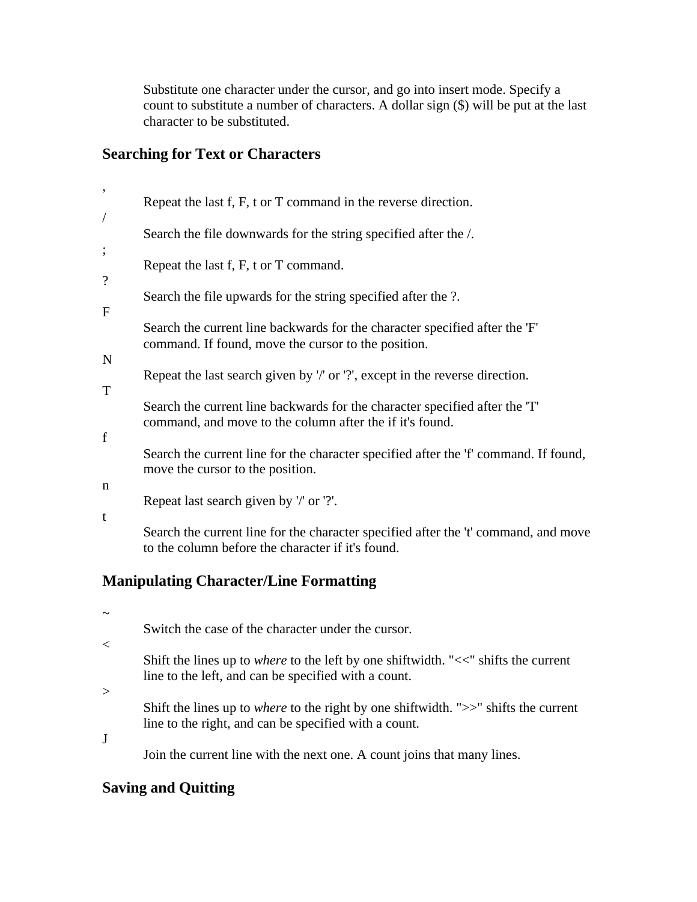Substitute one character under the cursor, and go into insert mode. Specify a count to substitute a number of characters. A dollar sign ($) will be put at the last character to be substituted.

## Searching for Text or Characters

,
: Repeat the last f, F, t or T command in the reverse direction.

/
: Search the file downwards for the string specified after the /.

;
: Repeat the last f, F, t or T command.

?
: Search the file upwards for the string specified after the ?.

F
: Search the current line backwards for the character specified after the 'F' command. If found, move the cursor to the position.

N
: Repeat the last search given by '/' or '?', except in the reverse direction.

T
: Search the current line backwards for the character specified after the 'T' command, and move to the column after the if it's found.

f
: Search the current line for the character specified after the 'f' command. If found, move the cursor to the position.

n
: Repeat last search given by '/' or '?'.

t
: Search the current line for the character specified after the 't' command, and move to the column before the character if it's found.

## Manipulating Character/Line Formatting

~
: Switch the case of the character under the cursor.

<
: Shift the lines up to *where* to the left by one shiftwidth. "<<" shifts the current line to the left, and can be specified with a count.

>
: Shift the lines up to *where* to the right by one shiftwidth. ">>" shifts the current line to the right, and can be specified with a count.

J
: Join the current line with the next one. A count joins that many lines.

## Saving and Quitting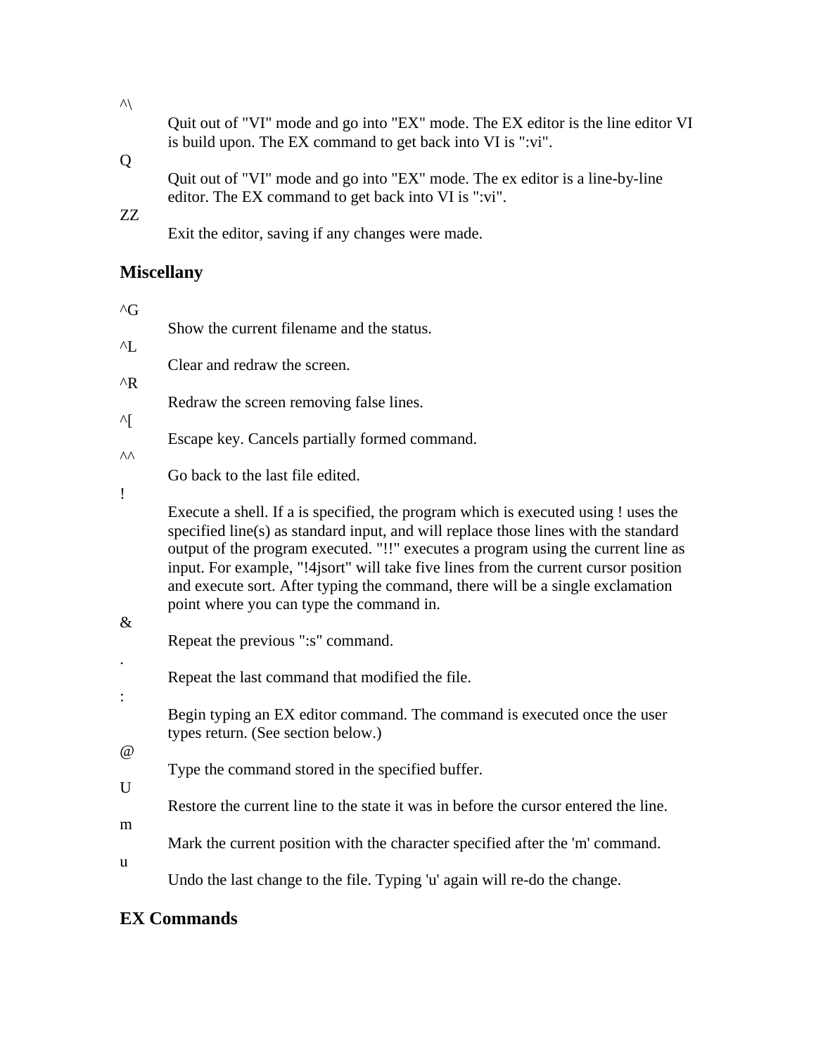^\
: Quit out of "VI" mode and go into "EX" mode. The EX editor is the line editor VI is build upon. The EX command to get back into VI is ":vi".

Q
: Quit out of "VI" mode and go into "EX" mode. The ex editor is a line-by-line editor. The EX command to get back into VI is ":vi".

ZZ
: Exit the editor, saving if any changes were made.

### Miscellany

^G
: Show the current filename and the status.

^L
: Clear and redraw the screen.

^R
: Redraw the screen removing false lines.

^[
: Escape key. Cancels partially formed command.

^^
: Go back to the last file edited.

!
: Execute a shell. If a is specified, the program which is executed using ! uses the specified line(s) as standard input, and will replace those lines with the standard output of the program executed. "!!" executes a program using the current line as input. For example, "!4jsort" will take five lines from the current cursor position and execute sort. After typing the command, there will be a single exclamation point where you can type the command in.

&
: Repeat the previous ":s" command.

.
: Repeat the last command that modified the file.

:
: Begin typing an EX editor command. The command is executed once the user types return. (See section below.)

@
: Type the command stored in the specified buffer.

U
: Restore the current line to the state it was in before the cursor entered the line.

m
: Mark the current position with the character specified after the 'm' command.

u
: Undo the last change to the file. Typing 'u' again will re-do the change.

### EX Commands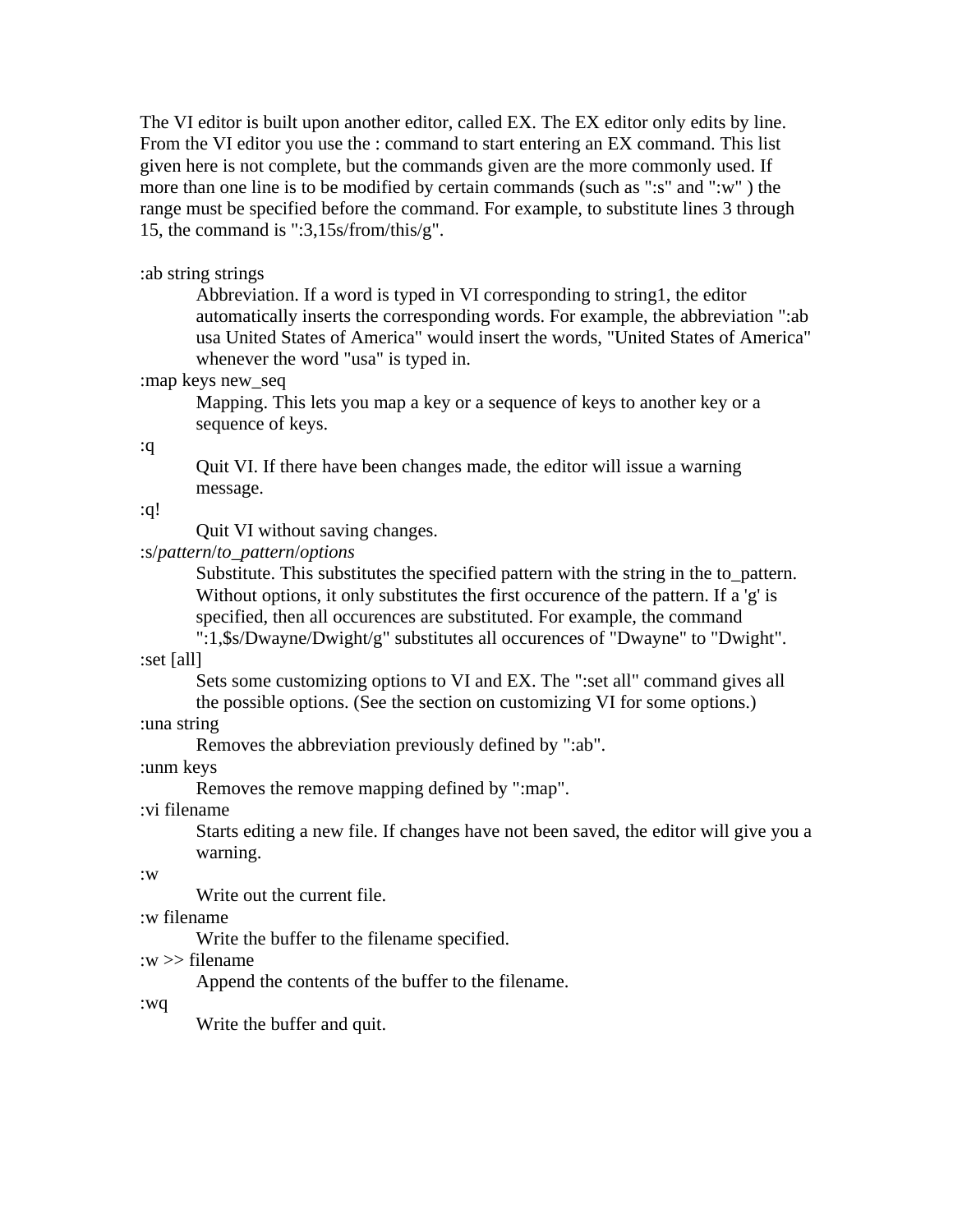The VI editor is built upon another editor, called EX. The EX editor only edits by line. From the VI editor you use the : command to start entering an EX command. This list given here is not complete, but the commands given are the more commonly used. If more than one line is to be modified by certain commands (such as ":s" and ":w" ) the range must be specified before the command. For example, to substitute lines 3 through 15, the command is ":3,15s/from/this/g".

:ab string strings
: Abbreviation. If a word is typed in VI corresponding to string1, the editor automatically inserts the corresponding words. For example, the abbreviation ":ab usa United States of America" would insert the words, "United States of America" whenever the word "usa" is typed in.

:map keys new_seq
: Mapping. This lets you map a key or a sequence of keys to another key or a sequence of keys.

:q
: Quit VI. If there have been changes made, the editor will issue a warning message.

:q!
: Quit VI without saving changes.

:s/*pattern*/*to_pattern*/*options*
: Substitute. This substitutes the specified pattern with the string in the to_pattern. Without options, it only substitutes the first occurence of the pattern. If a 'g' is specified, then all occurences are substituted. For example, the command ":1,$s/Dwayne/Dwight/g" substitutes all occurences of "Dwayne" to "Dwight".

:set [all]
: Sets some customizing options to VI and EX. The ":set all" command gives all the possible options. (See the section on customizing VI for some options.)

:una string
: Removes the abbreviation previously defined by ":ab".

:unm keys
: Removes the remove mapping defined by ":map".

:vi filename
: Starts editing a new file. If changes have not been saved, the editor will give you a warning.

:w
: Write out the current file.

:w filename
: Write the buffer to the filename specified.

:w >> filename
: Append the contents of the buffer to the filename.

:wq
: Write the buffer and quit.